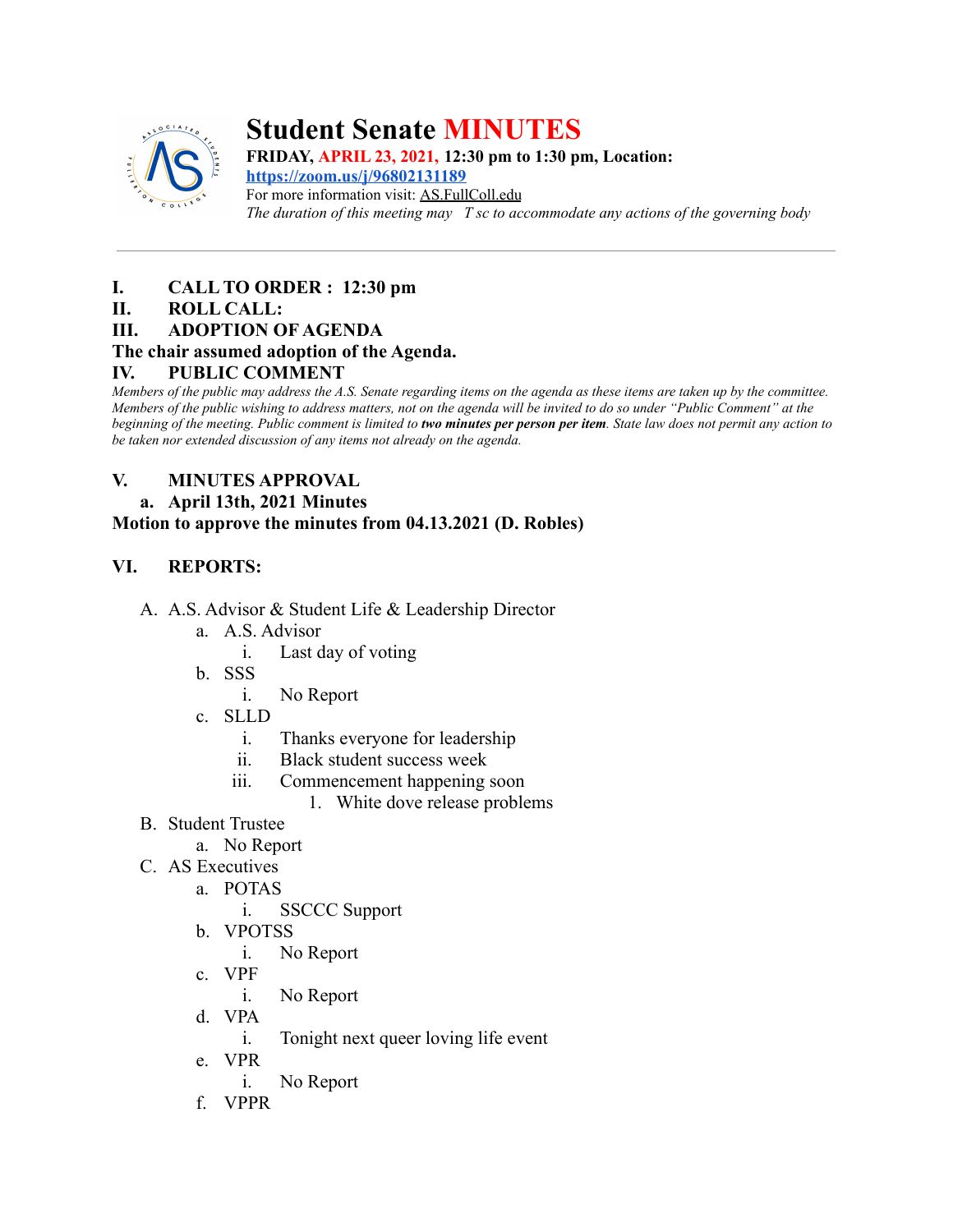# Student Senate MINUTES

**FRIDAY, APRIL 23, 2021, 12:30 pm to 1:30 pm, Location:**
**https://zoom.us/j/96802131189**
For more information visit: AS.FullColl.edu
*The duration of this meeting may T sc to accommodate any actions of the governing body*

---

**I. CALL TO ORDER : 12:30 pm**

**II. ROLL CALL:**

**III. ADOPTION OF AGENDA**

**The chair assumed adoption of the Agenda.**

**IV. PUBLIC COMMENT**

*Members of the public may address the A.S. Senate regarding items on the agenda as these items are taken up by the committee. Members of the public wishing to address matters, not on the agenda will be invited to do so under "Public Comment" at the beginning of the meeting. Public comment is limited to **two minutes per person per item**. State law does not permit any action to be taken nor extended discussion of any items not already on the agenda.*

**V. MINUTES APPROVAL**

**a. April 13th, 2021 Minutes**

**Motion to approve the minutes from 04.13.2021 (D. Robles)**

**VI. REPORTS:**

A. A.S. Advisor & Student Life & Leadership Director
   a. A.S. Advisor
      i. Last day of voting
   b. SSS
      i. No Report
   c. SLLD
      i. Thanks everyone for leadership
      ii. Black student success week
      iii. Commencement happening soon
         1. White dove release problems

B. Student Trustee
   a. No Report

C. AS Executives
   a. POTAS
      i. SSCCC Support
   b. VPOTSS
      i. No Report
   c. VPF
      i. No Report
   d. VPA
      i. Tonight next queer loving life event
   e. VPR
      i. No Report
   f. VPPR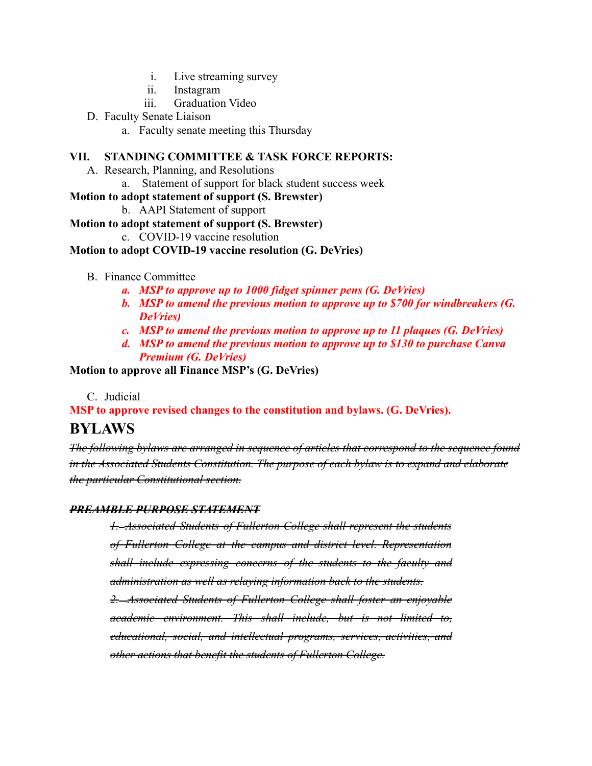i. Live streaming survey

ii. Instagram

iii. Graduation Video

D. Faculty Senate Liaison

a. Faculty senate meeting this Thursday

**VII. STANDING COMMITTEE & TASK FORCE REPORTS:**

A. Research, Planning, and Resolutions

a. Statement of support for black student success week

**Motion to adopt statement of support (S. Brewster)**

b. AAPI Statement of support

**Motion to adopt statement of support (S. Brewster)**

c. COVID-19 vaccine resolution

**Motion to adopt COVID-19 vaccine resolution (G. DeVries)**

B. Finance Committee

***a. MSP to approve up to 1000 fidget spinner pens (G. DeVries)***

***b. MSP to amend the previous motion to approve up to $700 for windbreakers (G. DeVries)***

***c. MSP to amend the previous motion to approve up to 11 plaques (G. DeVries)***

***d. MSP to amend the previous motion to approve up to $130 to purchase Canva Premium (G. DeVries)***

**Motion to approve all Finance MSP's (G. DeVries)**

C. Judicial

**MSP to approve revised changes to the constitution and bylaws. (G. DeVries).**

# BYLAWS

~~*The following bylaws are arranged in sequence of articles that correspond to the sequence found in the Associated Students Constitution. The purpose of each bylaw is to expand and elaborate the particular Constitutional section.*~~

~~***PREAMBLE PURPOSE STATEMENT***~~

~~*1. Associated Students of Fullerton College shall represent the students of Fullerton College at the campus and district level. Representation shall include expressing concerns of the students to the faculty and administration as well as relaying information back to the students.*~~

~~*2. Associated Students of Fullerton College shall foster an enjoyable academic environment. This shall include, but is not limited to, educational, social, and intellectual programs, services, activities, and other actions that benefit the students of Fullerton College.*~~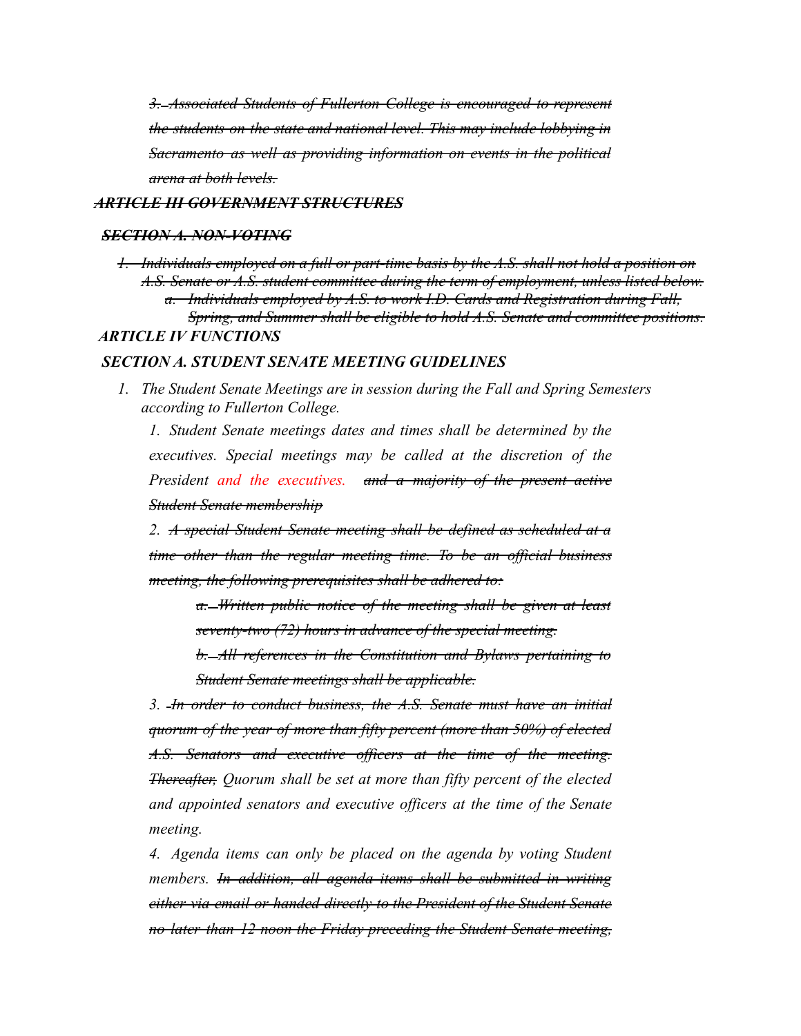*~~3. Associated Students of Fullerton College is encouraged to represent the students on the state and national level. This may include lobbying in Sacramento as well as providing information on events in the political arena at both levels.~~*

***~~ARTICLE III GOVERNMENT STRUCTURES~~***

***~~SECTION A. NON-VOTING~~***

1. *~~Individuals employed on a full or part-time basis by the A.S. shall not hold a position on A.S. Senate or A.S. student committee during the term of employment, unless listed below.~~*
    a. *~~Individuals employed by A.S. to work I.D. Cards and Registration during Fall, Spring, and Summer shall be eligible to hold A.S. Senate and committee positions.~~*

***ARTICLE IV FUNCTIONS***

***SECTION A. STUDENT SENATE MEETING GUIDELINES***

1. *The Student Senate Meetings are in session during the Fall and Spring Semesters according to Fullerton College.*

    *1. Student Senate meetings dates and times shall be determined by the executives. Special meetings may be called at the discretion of the President and the executives. ~~and a majority of the present active Student Senate membership~~*

    *2. ~~A special Student Senate meeting shall be defined as scheduled at a time other than the regular meeting time. To be an official business meeting, the following prerequisites shall be adhered to:~~*

    *~~a. Written public notice of the meeting shall be given at least seventy-two (72) hours in advance of the special meeting.~~*

    *~~b. All references in the Constitution and Bylaws pertaining to Student Senate meetings shall be applicable.~~*

    *3. ~~In order to conduct business, the A.S. Senate must have an initial quorum of the year of more than fifty percent (more than 50%) of elected A.S. Senators and executive officers at the time of the meeting. Thereafter,~~ Quorum shall be set at more than fifty percent of the elected and appointed senators and executive officers at the time of the Senate meeting.*

    *4. Agenda items can only be placed on the agenda by voting Student members. ~~In addition, all agenda items shall be submitted in writing either via email or handed directly to the President of the Student Senate no later than 12 noon the Friday preceding the Student Senate meeting,~~*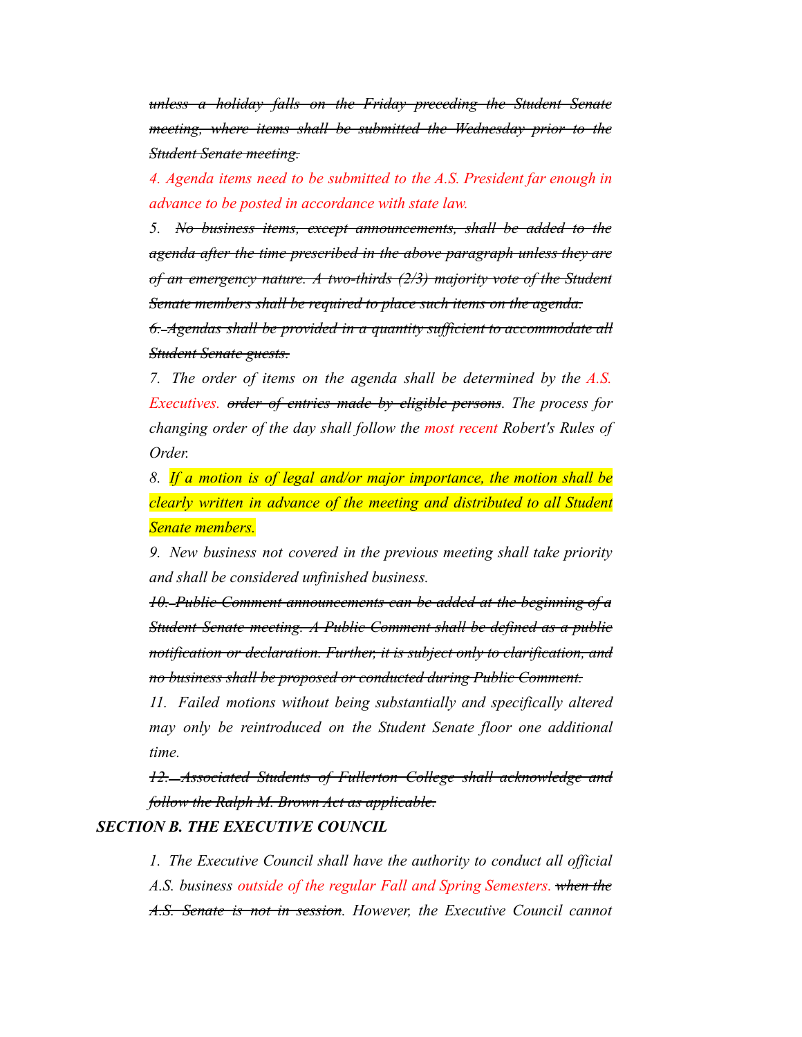~~*unless a holiday falls on the Friday preceding the Student Senate meeting, where items shall be submitted the Wednesday prior to the Student Senate meeting.*~~

*4. Agenda items need to be submitted to the A.S. President far enough in advance to be posted in accordance with state law.*

*5.* ~~*No business items, except announcements, shall be added to the agenda after the time prescribed in the above paragraph unless they are of an emergency nature. A two-thirds (2/3) majority vote of the Student Senate members shall be required to place such items on the agenda.*~~

~~*6. Agendas shall be provided in a quantity sufficient to accommodate all Student Senate guests.*~~

*7. The order of items on the agenda shall be determined by the A.S. Executives.* ~~*order of entries made by eligible persons*~~*. The process for changing order of the day shall follow the most recent Robert's Rules of Order.*

*8. If a motion is of legal and/or major importance, the motion shall be clearly written in advance of the meeting and distributed to all Student Senate members.*

*9. New business not covered in the previous meeting shall take priority and shall be considered unfinished business.*

~~*10. Public Comment announcements can be added at the beginning of a Student Senate meeting. A Public Comment shall be defined as a public notification or declaration. Further, it is subject only to clarification, and no business shall be proposed or conducted during Public Comment.*~~

*11. Failed motions without being substantially and specifically altered may only be reintroduced on the Student Senate floor one additional time.*

~~*12. Associated Students of Fullerton College shall acknowledge and follow the Ralph M. Brown Act as applicable.*~~

### *SECTION B. THE EXECUTIVE COUNCIL*

*1. The Executive Council shall have the authority to conduct all official A.S. business outside of the regular Fall and Spring Semesters.* ~~*when the A.S. Senate is not in session*~~*. However, the Executive Council cannot*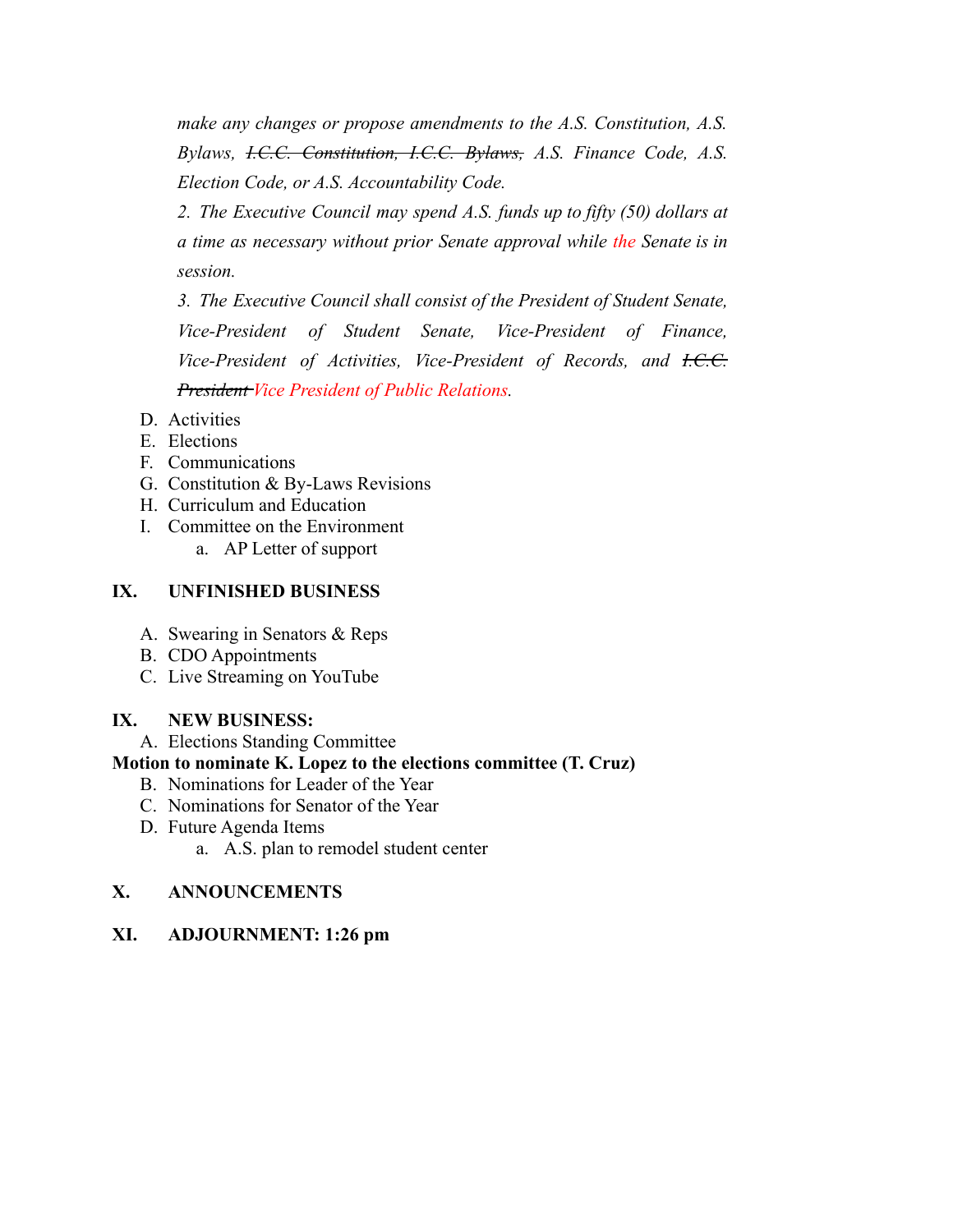*make any changes or propose amendments to the A.S. Constitution, A.S. Bylaws, ~~I.C.C. Constitution, I.C.C. Bylaws,~~ A.S. Finance Code, A.S. Election Code, or A.S. Accountability Code.*

*2. The Executive Council may spend A.S. funds up to fifty (50) dollars at a time as necessary without prior Senate approval while the Senate is in session.*

*3. The Executive Council shall consist of the President of Student Senate, Vice-President of Student Senate, Vice-President of Finance, Vice-President of Activities, Vice-President of Records, and ~~I.C.C. President~~ Vice President of Public Relations.*

D. Activities
E. Elections
F. Communications
G. Constitution & By-Laws Revisions
H. Curriculum and Education
I. Committee on the Environment
   a. AP Letter of support

## IX. UNFINISHED BUSINESS

A. Swearing in Senators & Reps
B. CDO Appointments
C. Live Streaming on YouTube

## IX. NEW BUSINESS:

A. Elections Standing Committee

**Motion to nominate K. Lopez to the elections committee (T. Cruz)**

B. Nominations for Leader of the Year
C. Nominations for Senator of the Year
D. Future Agenda Items
   a. A.S. plan to remodel student center

## X. ANNOUNCEMENTS

## XI. ADJOURNMENT: 1:26 pm